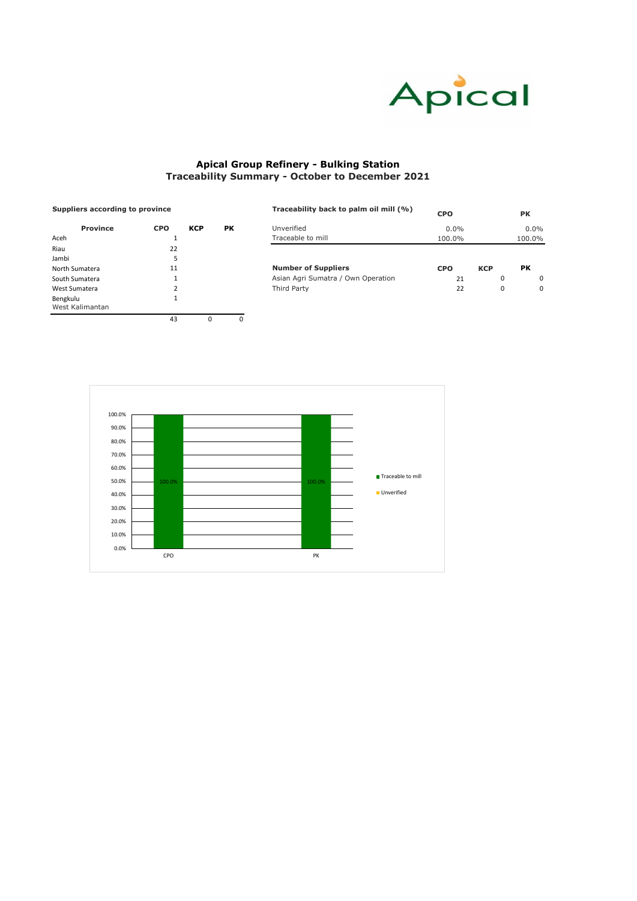Apical

# Apical Group Refinery - Bulking Station
## Traceability Summary - October to December 2021

**Suppliers according to province**

| Province | CPO | KCP | PK |
|---|---|---|---|
| Aceh | 1 | | |
| Riau | 22 | | |
| Jambi | 5 | | |
| North Sumatera | 11 | | |
| South Sumatera | 1 | | |
| West Sumatera | 2 | | |
| Bengkulu | 1 | | |
| West Kalimantan | | | |
| | 43 | 0 | 0 |

**Traceability back to palm oil mill (%)**

| | CPO | PK |
|---|---|---|
| Unverified | 0.0% | 0.0% |
| Traceable to mill | 100.0% | 100.0% |

| **Number of Suppliers** | **CPO** | **KCP** | **PK** |
|---|---|---|---|
| Asian Agri Sumatra / Own Operation | 21 | 0 | 0 |
| Third Party | 22 | 0 | 0 |

| | CPO | PK |
|---|---|---|
| Traceable to mill | 100.0% | 100.0% |
| Unverified | | |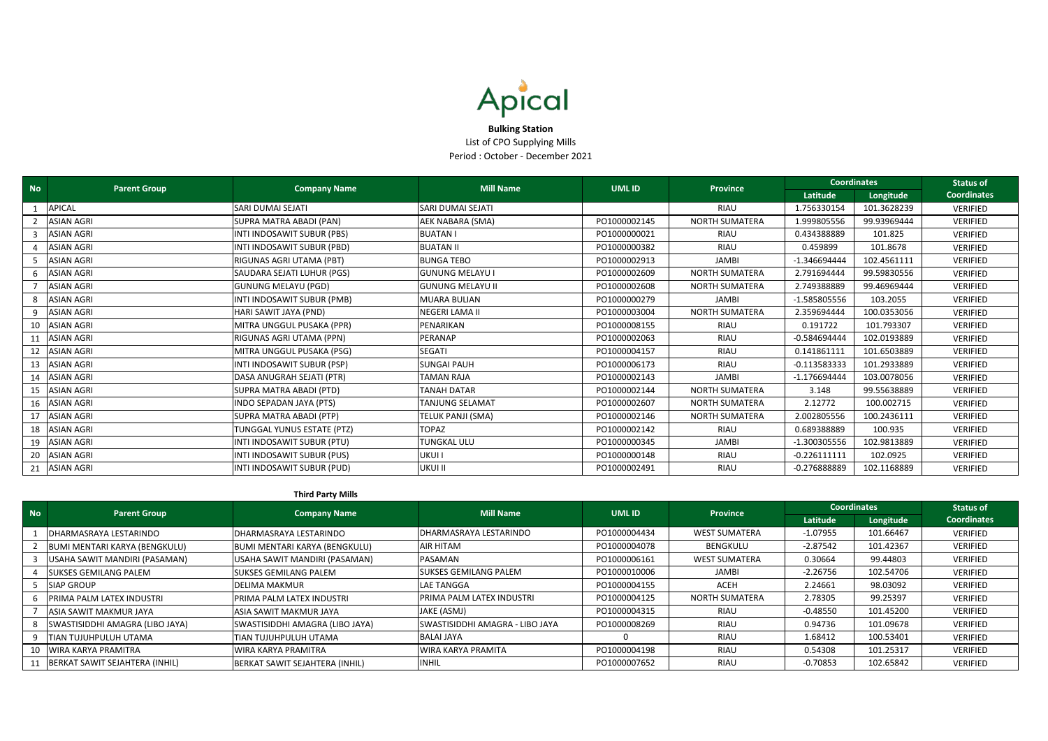Apical

**Bulking Station**

List of CPO Supplying Mills

Period : October - December 2021

| No | Parent Group | Company Name | Mill Name | UML ID | Province | Coordinates | | Status of Coordinates |
|---|---|---|---|---|---|---|---|---|
| | | | | | | Latitude | Longitude | |
| 1 | APICAL | SARI DUMAI SEJATI | SARI DUMAI SEJATI | | RIAU | 1.756330154 | 101.3628239 | VERIFIED |
| 2 | ASIAN AGRI | SUPRA MATRA ABADI (PAN) | AEK NABARA (SMA) | PO1000002145 | NORTH SUMATERA | 1.999805556 | 99.93969444 | VERIFIED |
| 3 | ASIAN AGRI | INTI INDOSAWIT SUBUR (PBS) | BUATAN I | PO1000000021 | RIAU | 0.434388889 | 101.825 | VERIFIED |
| 4 | ASIAN AGRI | INTI INDOSAWIT SUBUR (PBD) | BUATAN II | PO1000000382 | RIAU | 0.459899 | 101.8678 | VERIFIED |
| 5 | ASIAN AGRI | RIGUNAS AGRI UTAMA (PBT) | BUNGA TEBO | PO1000002913 | JAMBI | -1.346694444 | 102.4561111 | VERIFIED |
| 6 | ASIAN AGRI | SAUDARA SEJATI LUHUR (PGS) | GUNUNG MELAYU I | PO1000002609 | NORTH SUMATERA | 2.791694444 | 99.59830556 | VERIFIED |
| 7 | ASIAN AGRI | GUNUNG MELAYU (PGD) | GUNUNG MELAYU II | PO1000002608 | NORTH SUMATERA | 2.749388889 | 99.46969444 | VERIFIED |
| 8 | ASIAN AGRI | INTI INDOSAWIT SUBUR (PMB) | MUARA BULIAN | PO1000000279 | JAMBI | -1.585805556 | 103.2055 | VERIFIED |
| 9 | ASIAN AGRI | HARI SAWIT JAYA (PND) | NEGERI LAMA II | PO1000003004 | NORTH SUMATERA | 2.359694444 | 100.0353056 | VERIFIED |
| 10 | ASIAN AGRI | MITRA UNGGUL PUSAKA (PPR) | PENARIKAN | PO1000008155 | RIAU | 0.191722 | 101.793307 | VERIFIED |
| 11 | ASIAN AGRI | RIGUNAS AGRI UTAMA (PPN) | PERANAP | PO1000002063 | RIAU | -0.584694444 | 102.0193889 | VERIFIED |
| 12 | ASIAN AGRI | MITRA UNGGUL PUSAKA (PSG) | SEGATI | PO1000004157 | RIAU | 0.141861111 | 101.6503889 | VERIFIED |
| 13 | ASIAN AGRI | INTI INDOSAWIT SUBUR (PSP) | SUNGAI PAUH | PO1000006173 | RIAU | -0.113583333 | 101.2933889 | VERIFIED |
| 14 | ASIAN AGRI | DASA ANUGRAH SEJATI (PTR) | TAMAN RAJA | PO1000002143 | JAMBI | -1.176694444 | 103.0078056 | VERIFIED |
| 15 | ASIAN AGRI | SUPRA MATRA ABADI (PTD) | TANAH DATAR | PO1000002144 | NORTH SUMATERA | 3.148 | 99.55638889 | VERIFIED |
| 16 | ASIAN AGRI | INDO SEPADAN JAYA (PTS) | TANJUNG SELAMAT | PO1000002607 | NORTH SUMATERA | 2.12772 | 100.002715 | VERIFIED |
| 17 | ASIAN AGRI | SUPRA MATRA ABADI (PTP) | TELUK PANJI (SMA) | PO1000002146 | NORTH SUMATERA | 2.002805556 | 100.2436111 | VERIFIED |
| 18 | ASIAN AGRI | TUNGGAL YUNUS ESTATE (PTZ) | TOPAZ | PO1000002142 | RIAU | 0.689388889 | 100.935 | VERIFIED |
| 19 | ASIAN AGRI | INTI INDOSAWIT SUBUR (PTU) | TUNGKAL ULU | PO1000000345 | JAMBI | -1.300305556 | 102.9813889 | VERIFIED |
| 20 | ASIAN AGRI | INTI INDOSAWIT SUBUR (PUS) | UKUI I | PO1000000148 | RIAU | -0.226111111 | 102.0925 | VERIFIED |
| 21 | ASIAN AGRI | INTI INDOSAWIT SUBUR (PUD) | UKUI II | PO1000002491 | RIAU | -0.276888889 | 102.1168889 | VERIFIED |

**Third Party Mills**

| No | Parent Group | Company Name | Mill Name | UML ID | Province | Coordinates | | Status of Coordinates |
|---|---|---|---|---|---|---|---|---|
| | | | | | | Latitude | Longitude | |
| 1 | DHARMASRAYA LESTARINDO | DHARMASRAYA LESTARINDO | DHARMASRAYA LESTARINDO | PO1000004434 | WEST SUMATERA | -1.07955 | 101.66467 | VERIFIED |
| 2 | BUMI MENTARI KARYA (BENGKULU) | BUMI MENTARI KARYA (BENGKULU) | AIR HITAM | PO1000004078 | BENGKULU | -2.87542 | 101.42367 | VERIFIED |
| 3 | USAHA SAWIT MANDIRI (PASAMAN) | USAHA SAWIT MANDIRI (PASAMAN) | PASAMAN | PO1000006161 | WEST SUMATERA | 0.30664 | 99.44803 | VERIFIED |
| 4 | SUKSES GEMILANG PALEM | SUKSES GEMILANG PALEM | SUKSES GEMILANG PALEM | PO1000010006 | JAMBI | -2.26756 | 102.54706 | VERIFIED |
| 5 | SIAP GROUP | DELIMA MAKMUR | LAE TANGGA | PO1000004155 | ACEH | 2.24661 | 98.03092 | VERIFIED |
| 6 | PRIMA PALM LATEX INDUSTRI | PRIMA PALM LATEX INDUSTRI | PRIMA PALM LATEX INDUSTRI | PO1000004125 | NORTH SUMATERA | 2.78305 | 99.25397 | VERIFIED |
| 7 | ASIA SAWIT MAKMUR JAYA | ASIA SAWIT MAKMUR JAYA | JAKE (ASMJ) | PO1000004315 | RIAU | -0.48550 | 101.45200 | VERIFIED |
| 8 | SWASTISIDDHI AMAGRA (LIBO JAYA) | SWASTISIDDHI AMAGRA (LIBO JAYA) | SWASTISIDDHI AMAGRA - LIBO JAYA | PO1000008269 | RIAU | 0.94736 | 101.09678 | VERIFIED |
| 9 | TIAN TUJUHPULUH UTAMA | TIAN TUJUHPULUH UTAMA | BALAI JAYA | 0 | RIAU | 1.68412 | 100.53401 | VERIFIED |
| 10 | WIRA KARYA PRAMITRA | WIRA KARYA PRAMITRA | WIRA KARYA PRAMITA | PO1000004198 | RIAU | 0.54308 | 101.25317 | VERIFIED |
| 11 | BERKAT SAWIT SEJAHTERA (INHIL) | BERKAT SAWIT SEJAHTERA (INHIL) | INHIL | PO1000007652 | RIAU | -0.70853 | 102.65842 | VERIFIED |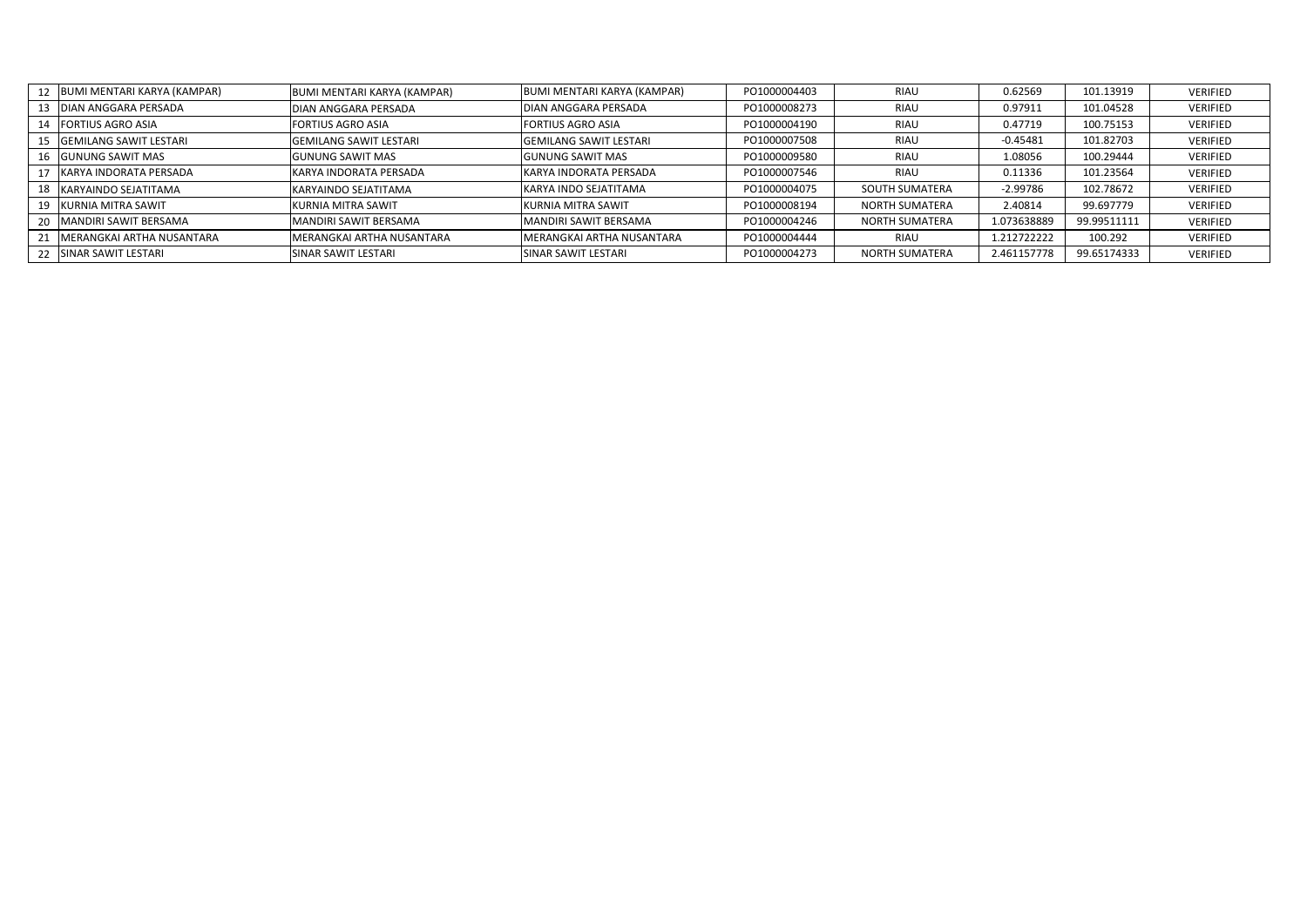| | | | | | | | | |
|---|---|---|---|---|---|---|---|---|
| 12 | BUMI MENTARI KARYA (KAMPAR) | BUMI MENTARI KARYA (KAMPAR) | BUMI MENTARI KARYA (KAMPAR) | PO1000004403 | RIAU | 0.62569 | 101.13919 | VERIFIED |
| 13 | DIAN ANGGARA PERSADA | DIAN ANGGARA PERSADA | DIAN ANGGARA PERSADA | PO1000008273 | RIAU | 0.97911 | 101.04528 | VERIFIED |
| 14 | FORTIUS AGRO ASIA | FORTIUS AGRO ASIA | FORTIUS AGRO ASIA | PO1000004190 | RIAU | 0.47719 | 100.75153 | VERIFIED |
| 15 | GEMILANG SAWIT LESTARI | GEMILANG SAWIT LESTARI | GEMILANG SAWIT LESTARI | PO1000007508 | RIAU | -0.45481 | 101.82703 | VERIFIED |
| 16 | GUNUNG SAWIT MAS | GUNUNG SAWIT MAS | GUNUNG SAWIT MAS | PO1000009580 | RIAU | 1.08056 | 100.29444 | VERIFIED |
| 17 | KARYA INDORATA PERSADA | KARYA INDORATA PERSADA | KARYA INDORATA PERSADA | PO1000007546 | RIAU | 0.11336 | 101.23564 | VERIFIED |
| 18 | KARYAINDO SEJATITAMA | KARYAINDO SEJATITAMA | KARYA INDO SEJATITAMA | PO1000004075 | SOUTH SUMATERA | -2.99786 | 102.78672 | VERIFIED |
| 19 | KURNIA MITRA SAWIT | KURNIA MITRA SAWIT | KURNIA MITRA SAWIT | PO1000008194 | NORTH SUMATERA | 2.40814 | 99.697779 | VERIFIED |
| 20 | MANDIRI SAWIT BERSAMA | MANDIRI SAWIT BERSAMA | MANDIRI SAWIT BERSAMA | PO1000004246 | NORTH SUMATERA | 1.073638889 | 99.99511111 | VERIFIED |
| 21 | MERANGKAI ARTHA NUSANTARA | MERANGKAI ARTHA NUSANTARA | MERANGKAI ARTHA NUSANTARA | PO1000004444 | RIAU | 1.212722222 | 100.292 | VERIFIED |
| 22 | SINAR SAWIT LESTARI | SINAR SAWIT LESTARI | SINAR SAWIT LESTARI | PO1000004273 | NORTH SUMATERA | 2.461157778 | 99.65174333 | VERIFIED |